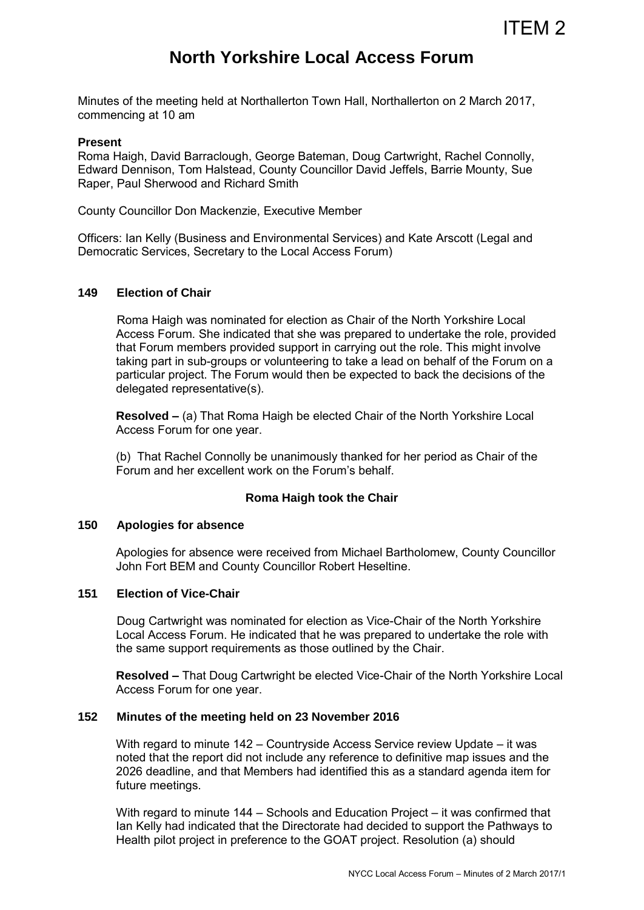ITEM 2

# North Yorkshire Local Access Forum

Minutes of the meeting held at Northallerton Town Hall, Northallerton on 2 March 2017, commencing at 10 am

**Present**

Roma Haigh, David Barraclough, George Bateman, Doug Cartwright, Rachel Connolly, Edward Dennison, Tom Halstead, County Councillor David Jeffels, Barrie Mounty, Sue Raper, Paul Sherwood and Richard Smith

County Councillor Don Mackenzie, Executive Member

Officers: Ian Kelly (Business and Environmental Services) and Kate Arscott (Legal and Democratic Services, Secretary to the Local Access Forum)

### 149 Election of Chair

Roma Haigh was nominated for election as Chair of the North Yorkshire Local Access Forum. She indicated that she was prepared to undertake the role, provided that Forum members provided support in carrying out the role. This might involve taking part in sub-groups or volunteering to take a lead on behalf of the Forum on a particular project. The Forum would then be expected to back the decisions of the delegated representative(s).

**Resolved –** (a) That Roma Haigh be elected Chair of the North Yorkshire Local Access Forum for one year.

(b) That Rachel Connolly be unanimously thanked for her period as Chair of the Forum and her excellent work on the Forum's behalf.

**Roma Haigh took the Chair**

### 150 Apologies for absence

Apologies for absence were received from Michael Bartholomew, County Councillor John Fort BEM and County Councillor Robert Heseltine.

### 151 Election of Vice-Chair

Doug Cartwright was nominated for election as Vice-Chair of the North Yorkshire Local Access Forum. He indicated that he was prepared to undertake the role with the same support requirements as those outlined by the Chair.

**Resolved –** That Doug Cartwright be elected Vice-Chair of the North Yorkshire Local Access Forum for one year.

### 152 Minutes of the meeting held on 23 November 2016

With regard to minute 142 – Countryside Access Service review Update – it was noted that the report did not include any reference to definitive map issues and the 2026 deadline, and that Members had identified this as a standard agenda item for future meetings.

With regard to minute 144 – Schools and Education Project – it was confirmed that Ian Kelly had indicated that the Directorate had decided to support the Pathways to Health pilot project in preference to the GOAT project. Resolution (a) should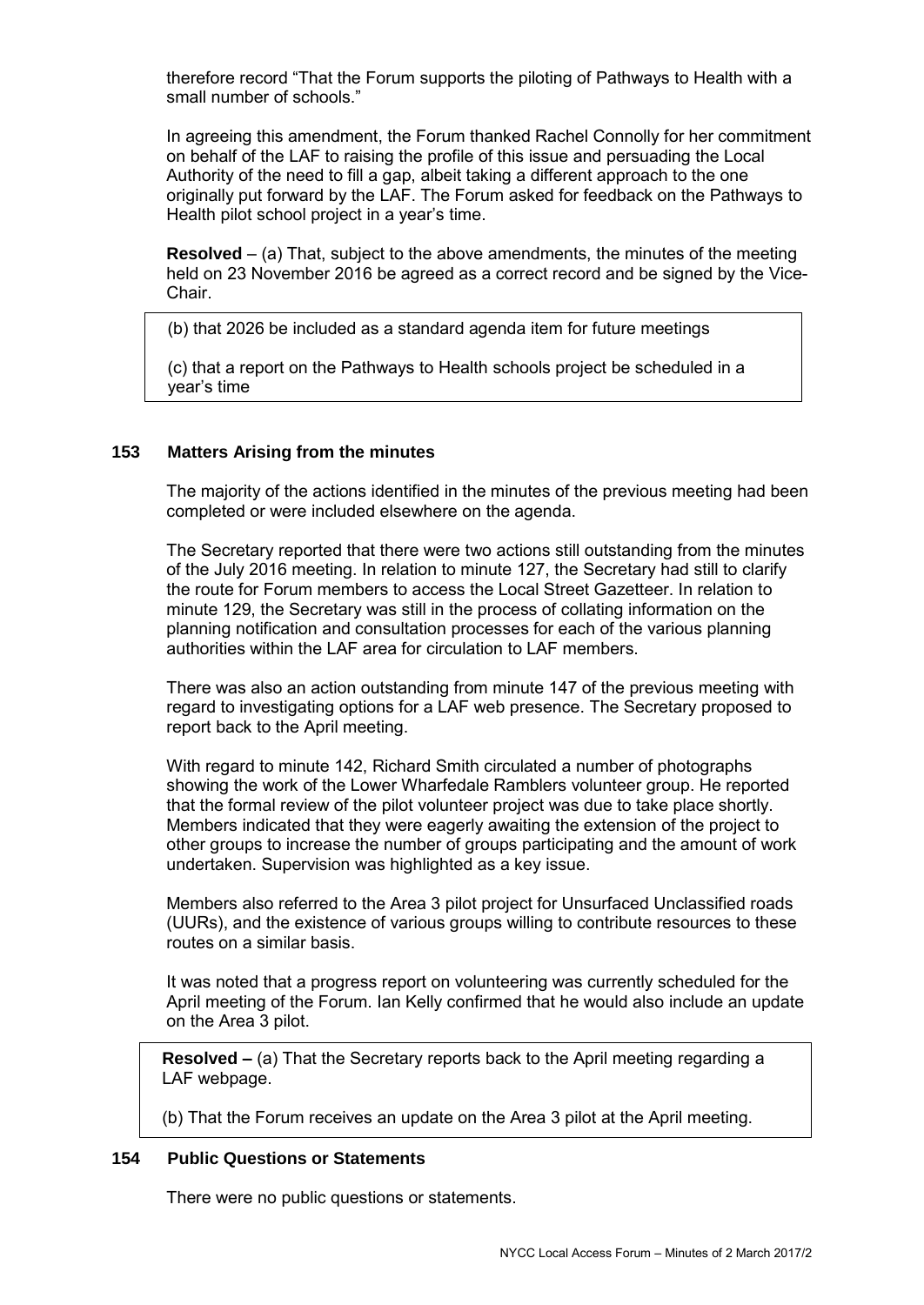therefore record "That the Forum supports the piloting of Pathways to Health with a small number of schools."

In agreeing this amendment, the Forum thanked Rachel Connolly for her commitment on behalf of the LAF to raising the profile of this issue and persuading the Local Authority of the need to fill a gap, albeit taking a different approach to the one originally put forward by the LAF. The Forum asked for feedback on the Pathways to Health pilot school project in a year's time.

**Resolved** – (a) That, subject to the above amendments, the minutes of the meeting held on 23 November 2016 be agreed as a correct record and be signed by the Vice-Chair.

(b) that 2026 be included as a standard agenda item for future meetings

(c) that a report on the Pathways to Health schools project be scheduled in a year's time

## 153 Matters Arising from the minutes

The majority of the actions identified in the minutes of the previous meeting had been completed or were included elsewhere on the agenda.

The Secretary reported that there were two actions still outstanding from the minutes of the July 2016 meeting. In relation to minute 127, the Secretary had still to clarify the route for Forum members to access the Local Street Gazetteer. In relation to minute 129, the Secretary was still in the process of collating information on the planning notification and consultation processes for each of the various planning authorities within the LAF area for circulation to LAF members.

There was also an action outstanding from minute 147 of the previous meeting with regard to investigating options for a LAF web presence. The Secretary proposed to report back to the April meeting.

With regard to minute 142, Richard Smith circulated a number of photographs showing the work of the Lower Wharfedale Ramblers volunteer group. He reported that the formal review of the pilot volunteer project was due to take place shortly. Members indicated that they were eagerly awaiting the extension of the project to other groups to increase the number of groups participating and the amount of work undertaken. Supervision was highlighted as a key issue.

Members also referred to the Area 3 pilot project for Unsurfaced Unclassified roads (UURs), and the existence of various groups willing to contribute resources to these routes on a similar basis.

It was noted that a progress report on volunteering was currently scheduled for the April meeting of the Forum. Ian Kelly confirmed that he would also include an update on the Area 3 pilot.

**Resolved –** (a) That the Secretary reports back to the April meeting regarding a LAF webpage.

(b) That the Forum receives an update on the Area 3 pilot at the April meeting.

## 154 Public Questions or Statements

There were no public questions or statements.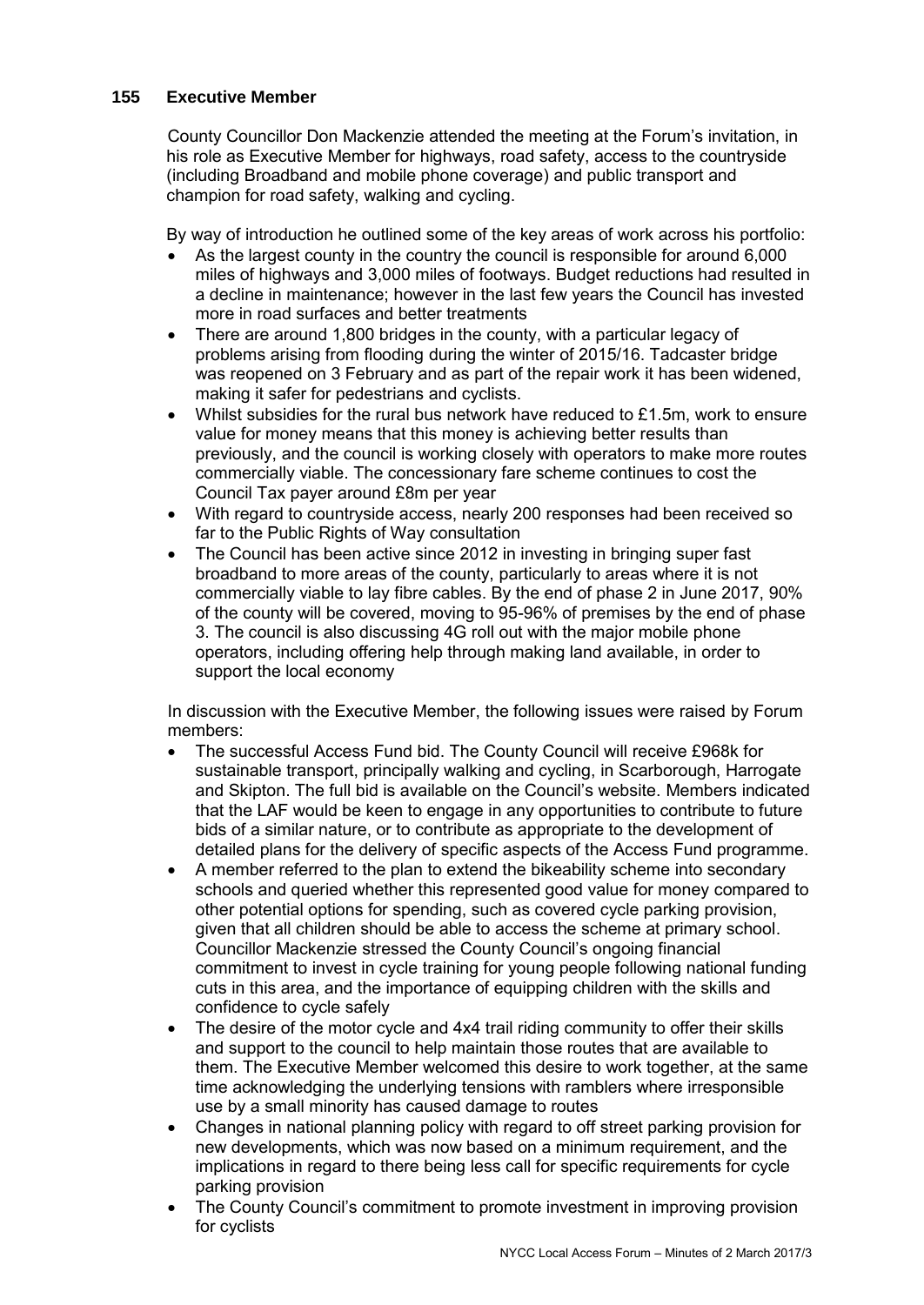## 155 Executive Member

County Councillor Don Mackenzie attended the meeting at the Forum's invitation, in his role as Executive Member for highways, road safety, access to the countryside (including Broadband and mobile phone coverage) and public transport and champion for road safety, walking and cycling.

By way of introduction he outlined some of the key areas of work across his portfolio:

- As the largest county in the country the council is responsible for around 6,000 miles of highways and 3,000 miles of footways. Budget reductions had resulted in a decline in maintenance; however in the last few years the Council has invested more in road surfaces and better treatments
- There are around 1,800 bridges in the county, with a particular legacy of problems arising from flooding during the winter of 2015/16. Tadcaster bridge was reopened on 3 February and as part of the repair work it has been widened, making it safer for pedestrians and cyclists.
- Whilst subsidies for the rural bus network have reduced to £1.5m, work to ensure value for money means that this money is achieving better results than previously, and the council is working closely with operators to make more routes commercially viable. The concessionary fare scheme continues to cost the Council Tax payer around £8m per year
- With regard to countryside access, nearly 200 responses had been received so far to the Public Rights of Way consultation
- The Council has been active since 2012 in investing in bringing super fast broadband to more areas of the county, particularly to areas where it is not commercially viable to lay fibre cables. By the end of phase 2 in June 2017, 90% of the county will be covered, moving to 95-96% of premises by the end of phase 3. The council is also discussing 4G roll out with the major mobile phone operators, including offering help through making land available, in order to support the local economy

In discussion with the Executive Member, the following issues were raised by Forum members:

- The successful Access Fund bid. The County Council will receive £968k for sustainable transport, principally walking and cycling, in Scarborough, Harrogate and Skipton. The full bid is available on the Council's website. Members indicated that the LAF would be keen to engage in any opportunities to contribute to future bids of a similar nature, or to contribute as appropriate to the development of detailed plans for the delivery of specific aspects of the Access Fund programme.
- A member referred to the plan to extend the bikeability scheme into secondary schools and queried whether this represented good value for money compared to other potential options for spending, such as covered cycle parking provision, given that all children should be able to access the scheme at primary school. Councillor Mackenzie stressed the County Council's ongoing financial commitment to invest in cycle training for young people following national funding cuts in this area, and the importance of equipping children with the skills and confidence to cycle safely
- The desire of the motor cycle and 4x4 trail riding community to offer their skills and support to the council to help maintain those routes that are available to them. The Executive Member welcomed this desire to work together, at the same time acknowledging the underlying tensions with ramblers where irresponsible use by a small minority has caused damage to routes
- Changes in national planning policy with regard to off street parking provision for new developments, which was now based on a minimum requirement, and the implications in regard to there being less call for specific requirements for cycle parking provision
- The County Council's commitment to promote investment in improving provision for cyclists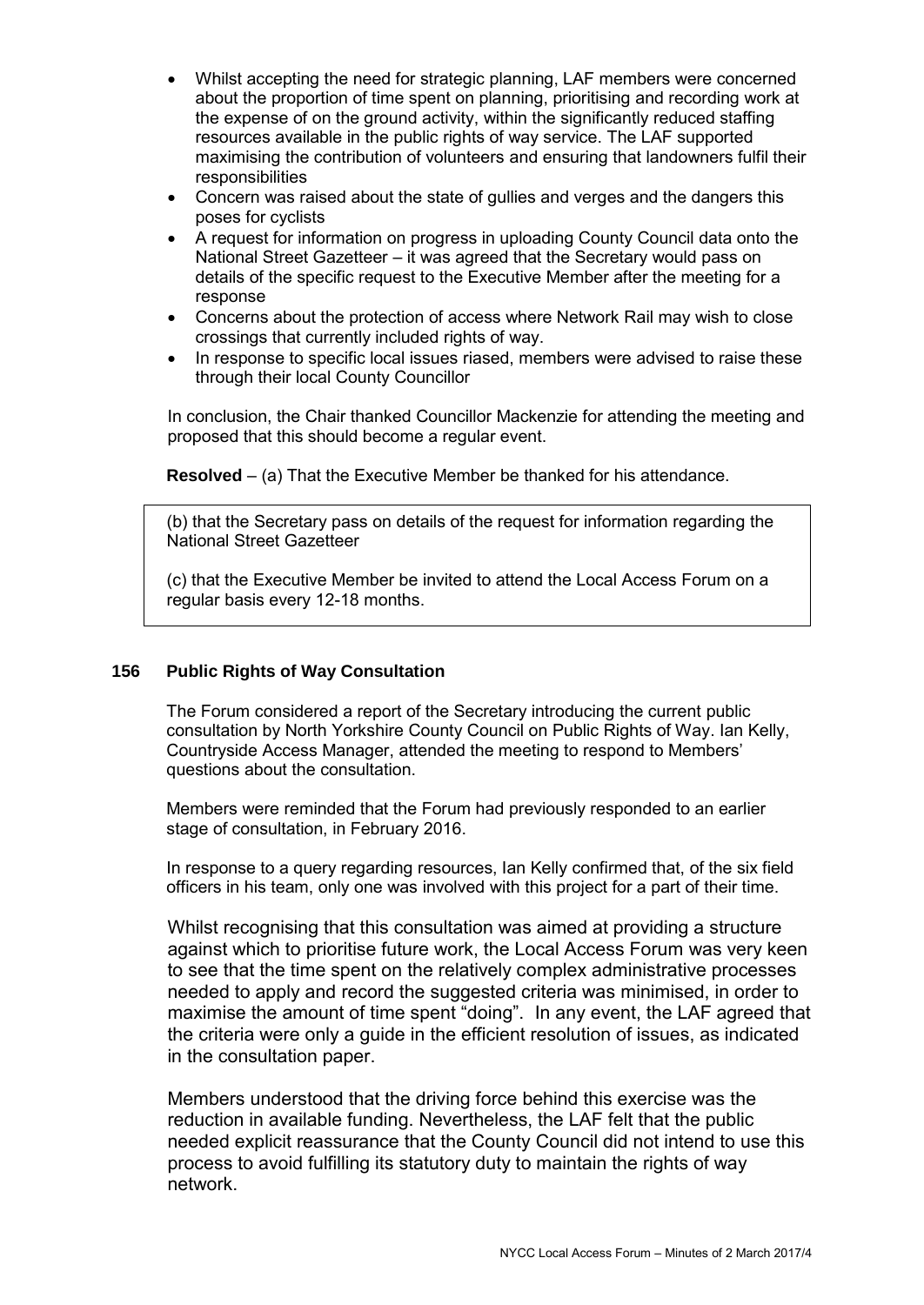- Whilst accepting the need for strategic planning, LAF members were concerned about the proportion of time spent on planning, prioritising and recording work at the expense of on the ground activity, within the significantly reduced staffing resources available in the public rights of way service. The LAF supported maximising the contribution of volunteers and ensuring that landowners fulfil their responsibilities
- Concern was raised about the state of gullies and verges and the dangers this poses for cyclists
- A request for information on progress in uploading County Council data onto the National Street Gazetteer – it was agreed that the Secretary would pass on details of the specific request to the Executive Member after the meeting for a response
- Concerns about the protection of access where Network Rail may wish to close crossings that currently included rights of way.
- In response to specific local issues riased, members were advised to raise these through their local County Councillor

In conclusion, the Chair thanked Councillor Mackenzie for attending the meeting and proposed that this should become a regular event.

**Resolved** – (a) That the Executive Member be thanked for his attendance.

(b) that the Secretary pass on details of the request for information regarding the National Street Gazetteer

(c) that the Executive Member be invited to attend the Local Access Forum on a regular basis every 12-18 months.

## 156 Public Rights of Way Consultation

The Forum considered a report of the Secretary introducing the current public consultation by North Yorkshire County Council on Public Rights of Way. Ian Kelly, Countryside Access Manager, attended the meeting to respond to Members' questions about the consultation.

Members were reminded that the Forum had previously responded to an earlier stage of consultation, in February 2016.

In response to a query regarding resources, Ian Kelly confirmed that, of the six field officers in his team, only one was involved with this project for a part of their time.

Whilst recognising that this consultation was aimed at providing a structure against which to prioritise future work, the Local Access Forum was very keen to see that the time spent on the relatively complex administrative processes needed to apply and record the suggested criteria was minimised, in order to maximise the amount of time spent "doing". In any event, the LAF agreed that the criteria were only a guide in the efficient resolution of issues, as indicated in the consultation paper.

Members understood that the driving force behind this exercise was the reduction in available funding. Nevertheless, the LAF felt that the public needed explicit reassurance that the County Council did not intend to use this process to avoid fulfilling its statutory duty to maintain the rights of way network.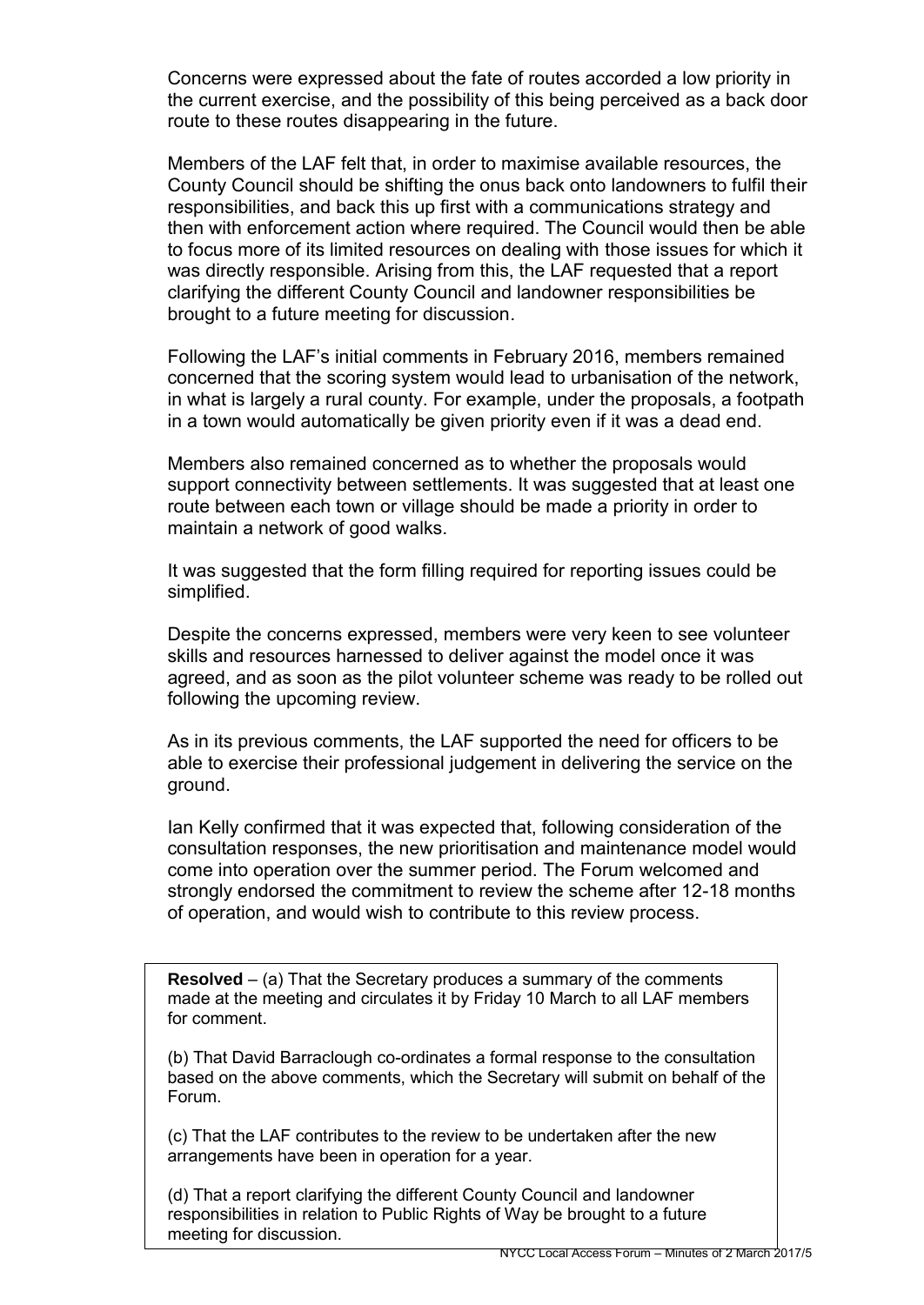Concerns were expressed about the fate of routes accorded a low priority in the current exercise, and the possibility of this being perceived as a back door route to these routes disappearing in the future.

Members of the LAF felt that, in order to maximise available resources, the County Council should be shifting the onus back onto landowners to fulfil their responsibilities, and back this up first with a communications strategy and then with enforcement action where required. The Council would then be able to focus more of its limited resources on dealing with those issues for which it was directly responsible. Arising from this, the LAF requested that a report clarifying the different County Council and landowner responsibilities be brought to a future meeting for discussion.

Following the LAF's initial comments in February 2016, members remained concerned that the scoring system would lead to urbanisation of the network, in what is largely a rural county. For example, under the proposals, a footpath in a town would automatically be given priority even if it was a dead end.

Members also remained concerned as to whether the proposals would support connectivity between settlements. It was suggested that at least one route between each town or village should be made a priority in order to maintain a network of good walks.

It was suggested that the form filling required for reporting issues could be simplified.

Despite the concerns expressed, members were very keen to see volunteer skills and resources harnessed to deliver against the model once it was agreed, and as soon as the pilot volunteer scheme was ready to be rolled out following the upcoming review.

As in its previous comments, the LAF supported the need for officers to be able to exercise their professional judgement in delivering the service on the ground.

Ian Kelly confirmed that it was expected that, following consideration of the consultation responses, the new prioritisation and maintenance model would come into operation over the summer period. The Forum welcomed and strongly endorsed the commitment to review the scheme after 12-18 months of operation, and would wish to contribute to this review process.

**Resolved** – (a) That the Secretary produces a summary of the comments made at the meeting and circulates it by Friday 10 March to all LAF members for comment.

(b) That David Barraclough co-ordinates a formal response to the consultation based on the above comments, which the Secretary will submit on behalf of the Forum.

(c) That the LAF contributes to the review to be undertaken after the new arrangements have been in operation for a year.

(d) That a report clarifying the different County Council and landowner responsibilities in relation to Public Rights of Way be brought to a future meeting for discussion.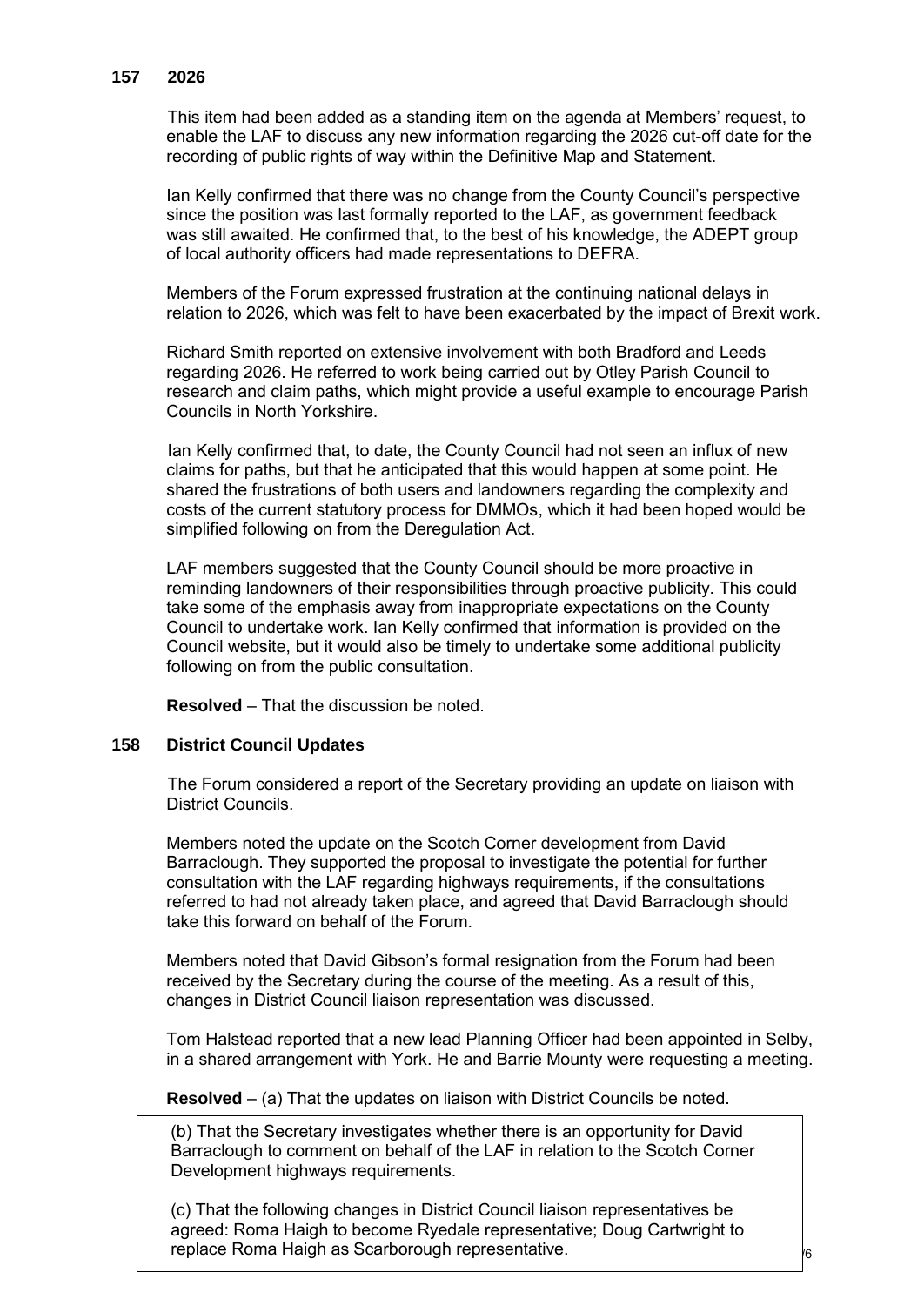## 157 2026

This item had been added as a standing item on the agenda at Members' request, to enable the LAF to discuss any new information regarding the 2026 cut-off date for the recording of public rights of way within the Definitive Map and Statement.

Ian Kelly confirmed that there was no change from the County Council's perspective since the position was last formally reported to the LAF, as government feedback was still awaited. He confirmed that, to the best of his knowledge, the ADEPT group of local authority officers had made representations to DEFRA.

Members of the Forum expressed frustration at the continuing national delays in relation to 2026, which was felt to have been exacerbated by the impact of Brexit work.

Richard Smith reported on extensive involvement with both Bradford and Leeds regarding 2026. He referred to work being carried out by Otley Parish Council to research and claim paths, which might provide a useful example to encourage Parish Councils in North Yorkshire.

Ian Kelly confirmed that, to date, the County Council had not seen an influx of new claims for paths, but that he anticipated that this would happen at some point. He shared the frustrations of both users and landowners regarding the complexity and costs of the current statutory process for DMMOs, which it had been hoped would be simplified following on from the Deregulation Act.

LAF members suggested that the County Council should be more proactive in reminding landowners of their responsibilities through proactive publicity. This could take some of the emphasis away from inappropriate expectations on the County Council to undertake work. Ian Kelly confirmed that information is provided on the Council website, but it would also be timely to undertake some additional publicity following on from the public consultation.

**Resolved** – That the discussion be noted.

## 158 District Council Updates

The Forum considered a report of the Secretary providing an update on liaison with District Councils.

Members noted the update on the Scotch Corner development from David Barraclough. They supported the proposal to investigate the potential for further consultation with the LAF regarding highways requirements, if the consultations referred to had not already taken place, and agreed that David Barraclough should take this forward on behalf of the Forum.

Members noted that David Gibson's formal resignation from the Forum had been received by the Secretary during the course of the meeting. As a result of this, changes in District Council liaison representation was discussed.

Tom Halstead reported that a new lead Planning Officer had been appointed in Selby, in a shared arrangement with York. He and Barrie Mounty were requesting a meeting.

**Resolved** – (a) That the updates on liaison with District Councils be noted.

(b) That the Secretary investigates whether there is an opportunity for David Barraclough to comment on behalf of the LAF in relation to the Scotch Corner Development highways requirements.

(c) That the following changes in District Council liaison representatives be agreed: Roma Haigh to become Ryedale representative; Doug Cartwright to replace Roma Haigh as Scarborough representative.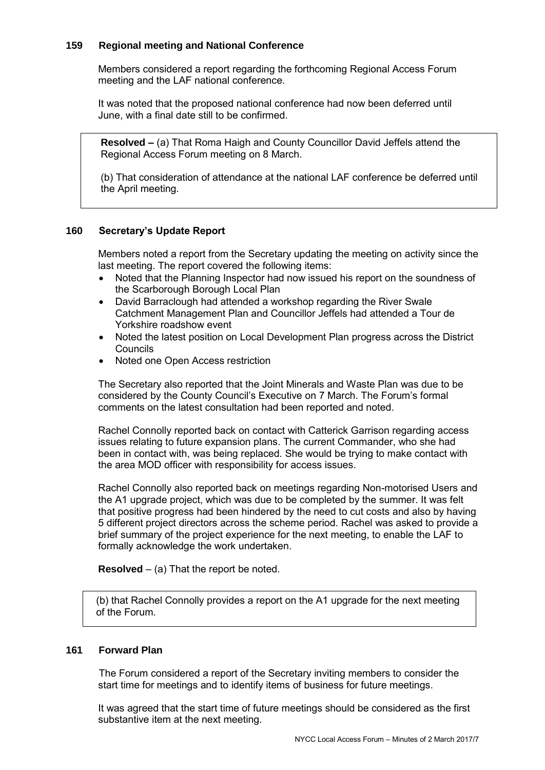## 159 Regional meeting and National Conference

Members considered a report regarding the forthcoming Regional Access Forum meeting and the LAF national conference.

It was noted that the proposed national conference had now been deferred until June, with a final date still to be confirmed.

> **Resolved –** (a) That Roma Haigh and County Councillor David Jeffels attend the Regional Access Forum meeting on 8 March.
>
> (b) That consideration of attendance at the national LAF conference be deferred until the April meeting.

## 160 Secretary's Update Report

Members noted a report from the Secretary updating the meeting on activity since the last meeting. The report covered the following items:

- Noted that the Planning Inspector had now issued his report on the soundness of the Scarborough Borough Local Plan
- David Barraclough had attended a workshop regarding the River Swale Catchment Management Plan and Councillor Jeffels had attended a Tour de Yorkshire roadshow event
- Noted the latest position on Local Development Plan progress across the District Councils
- Noted one Open Access restriction

The Secretary also reported that the Joint Minerals and Waste Plan was due to be considered by the County Council's Executive on 7 March. The Forum's formal comments on the latest consultation had been reported and noted.

Rachel Connolly reported back on contact with Catterick Garrison regarding access issues relating to future expansion plans. The current Commander, who she had been in contact with, was being replaced. She would be trying to make contact with the area MOD officer with responsibility for access issues.

Rachel Connolly also reported back on meetings regarding Non-motorised Users and the A1 upgrade project, which was due to be completed by the summer. It was felt that positive progress had been hindered by the need to cut costs and also by having 5 different project directors across the scheme period. Rachel was asked to provide a brief summary of the project experience for the next meeting, to enable the LAF to formally acknowledge the work undertaken.

**Resolved** – (a) That the report be noted.

> (b) that Rachel Connolly provides a report on the A1 upgrade for the next meeting of the Forum.

## 161 Forward Plan

The Forum considered a report of the Secretary inviting members to consider the start time for meetings and to identify items of business for future meetings.

It was agreed that the start time of future meetings should be considered as the first substantive item at the next meeting.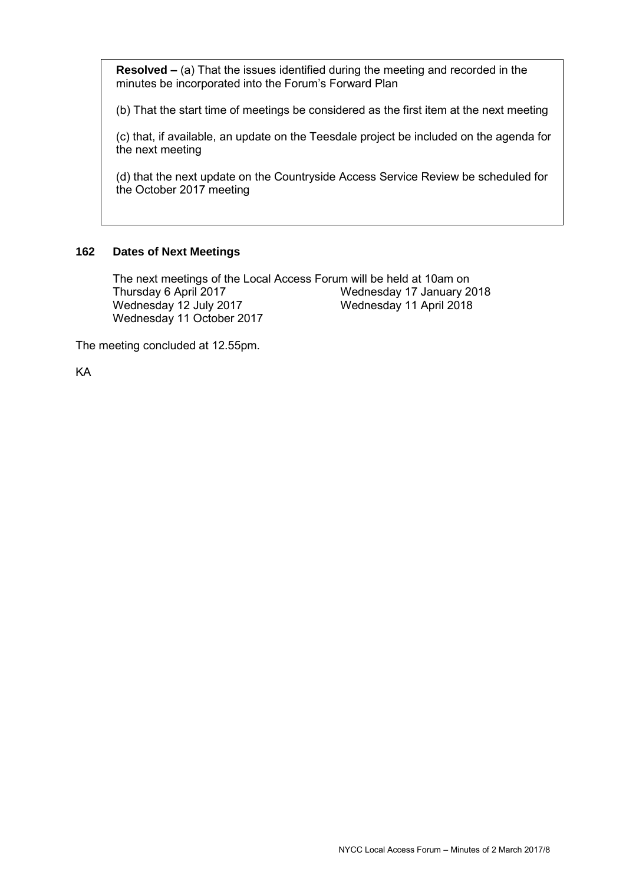**Resolved –** (a) That the issues identified during the meeting and recorded in the minutes be incorporated into the Forum's Forward Plan

(b) That the start time of meetings be considered as the first item at the next meeting

(c) that, if available, an update on the Teesdale project be included on the agenda for the next meeting

(d) that the next update on the Countryside Access Service Review be scheduled for the October 2017 meeting

### 162 Dates of Next Meetings

The next meetings of the Local Access Forum will be held at 10am on

- Thursday 6 April 2017
- Wednesday 12 July 2017
- Wednesday 11 October 2017
- Wednesday 17 January 2018
- Wednesday 11 April 2018

The meeting concluded at 12.55pm.

KA